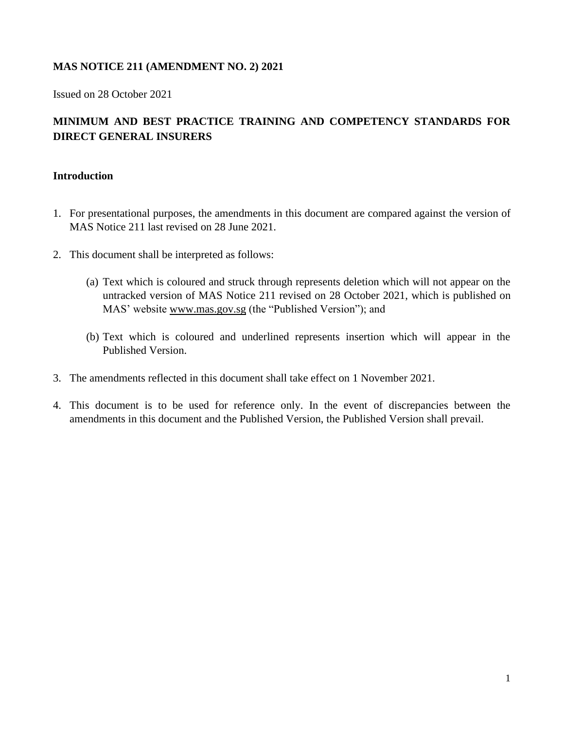**MAS NOTICE 211 (AMENDMENT NO. 2) 2021**

Issued on 28 October 2021

**MINIMUM AND BEST PRACTICE TRAINING AND COMPETENCY STANDARDS FOR DIRECT GENERAL INSURERS**

**Introduction**

1. For presentational purposes, the amendments in this document are compared against the version of MAS Notice 211 last revised on 28 June 2021.

2. This document shall be interpreted as follows:

   (a) Text which is coloured and struck through represents deletion which will not appear on the untracked version of MAS Notice 211 revised on 28 October 2021, which is published on MAS' website www.mas.gov.sg (the "Published Version"); and

   (b) Text which is coloured and underlined represents insertion which will appear in the Published Version.

3. The amendments reflected in this document shall take effect on 1 November 2021.

4. This document is to be used for reference only. In the event of discrepancies between the amendments in this document and the Published Version, the Published Version shall prevail.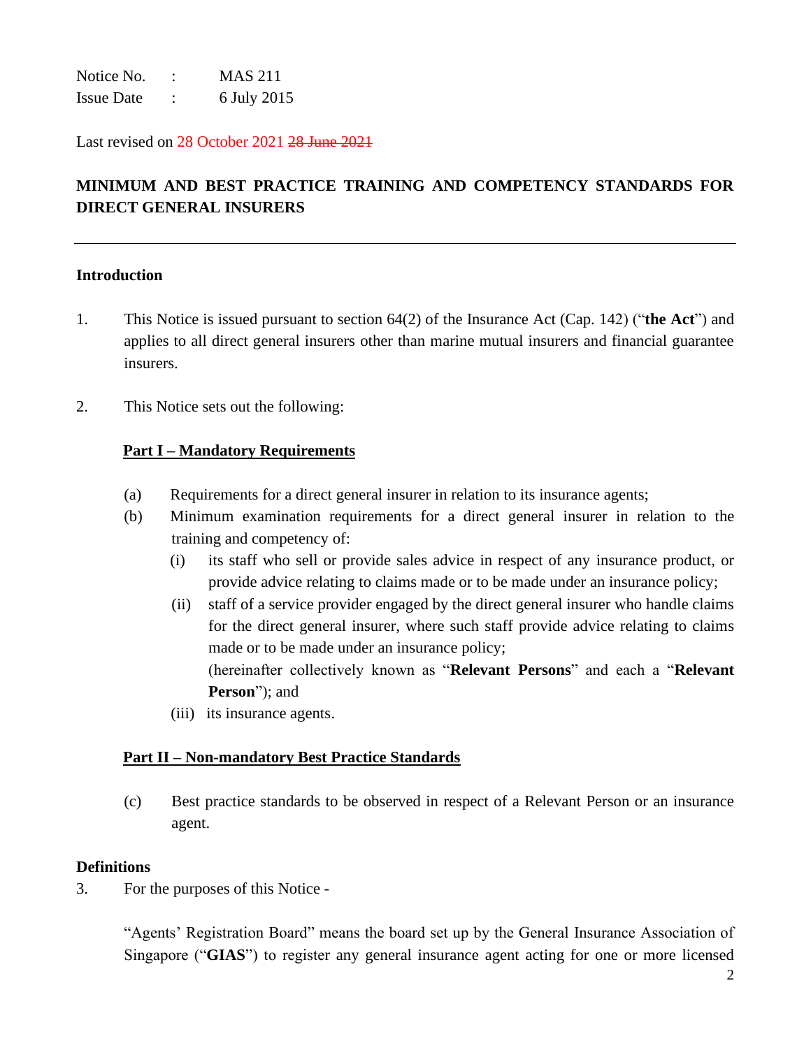Notice No. : MAS 211
Issue Date : 6 July 2015

Last revised on 28 October 2021 ~~28 June 2021~~

## MINIMUM AND BEST PRACTICE TRAINING AND COMPETENCY STANDARDS FOR DIRECT GENERAL INSURERS

---

### Introduction

1. This Notice is issued pursuant to section 64(2) of the Insurance Act (Cap. 142) ("**the Act**") and applies to all direct general insurers other than marine mutual insurers and financial guarantee insurers.

2. This Notice sets out the following:

   **<u>Part I – Mandatory Requirements</u>**

   (a) Requirements for a direct general insurer in relation to its insurance agents;

   (b) Minimum examination requirements for a direct general insurer in relation to the training and competency of:

   (i) its staff who sell or provide sales advice in respect of any insurance product, or provide advice relating to claims made or to be made under an insurance policy;

   (ii) staff of a service provider engaged by the direct general insurer who handle claims for the direct general insurer, where such staff provide advice relating to claims made or to be made under an insurance policy;

   (hereinafter collectively known as "**Relevant Persons**" and each a "**Relevant Person**"); and

   (iii) its insurance agents.

   **<u>Part II – Non-mandatory Best Practice Standards</u>**

   (c) Best practice standards to be observed in respect of a Relevant Person or an insurance agent.

### Definitions

3. For the purposes of this Notice -

   "Agents' Registration Board" means the board set up by the General Insurance Association of Singapore ("**GIAS**") to register any general insurance agent acting for one or more licensed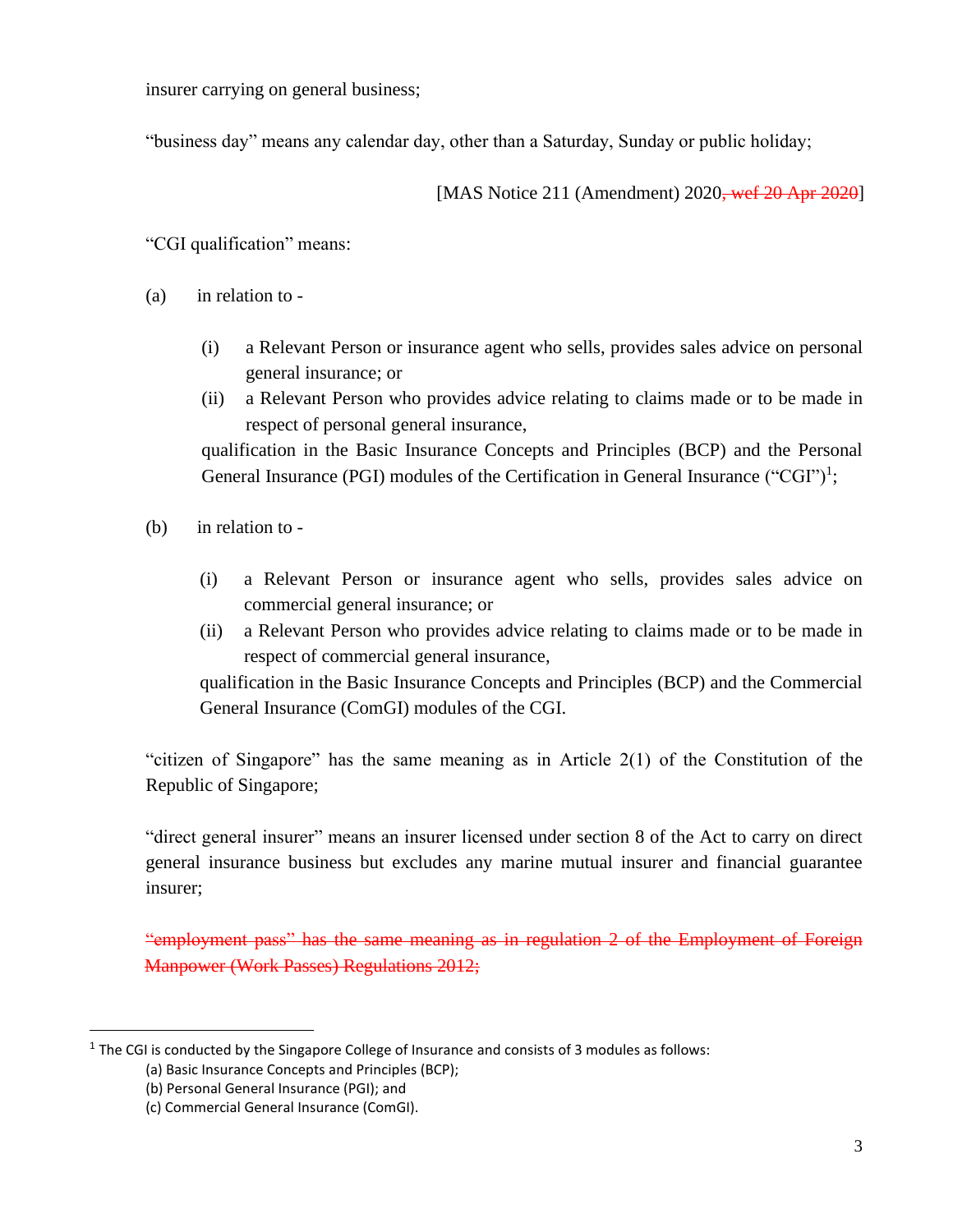insurer carrying on general business;

"business day" means any calendar day, other than a Saturday, Sunday or public holiday;

[MAS Notice 211 (Amendment) 2020~~, wef 20 Apr 2020~~]

"CGI qualification" means:

(a) in relation to -

  (i) a Relevant Person or insurance agent who sells, provides sales advice on personal general insurance; or

  (ii) a Relevant Person who provides advice relating to claims made or to be made in respect of personal general insurance,

  qualification in the Basic Insurance Concepts and Principles (BCP) and the Personal General Insurance (PGI) modules of the Certification in General Insurance ("CGI")[1];

(b) in relation to -

  (i) a Relevant Person or insurance agent who sells, provides sales advice on commercial general insurance; or

  (ii) a Relevant Person who provides advice relating to claims made or to be made in respect of commercial general insurance,

  qualification in the Basic Insurance Concepts and Principles (BCP) and the Commercial General Insurance (ComGI) modules of the CGI.

"citizen of Singapore" has the same meaning as in Article 2(1) of the Constitution of the Republic of Singapore;

"direct general insurer" means an insurer licensed under section 8 of the Act to carry on direct general insurance business but excludes any marine mutual insurer and financial guarantee insurer;

~~"employment pass" has the same meaning as in regulation 2 of the Employment of Foreign Manpower (Work Passes) Regulations 2012;~~

---

[1] The CGI is conducted by the Singapore College of Insurance and consists of 3 modules as follows:
(a) Basic Insurance Concepts and Principles (BCP);
(b) Personal General Insurance (PGI); and
(c) Commercial General Insurance (ComGI).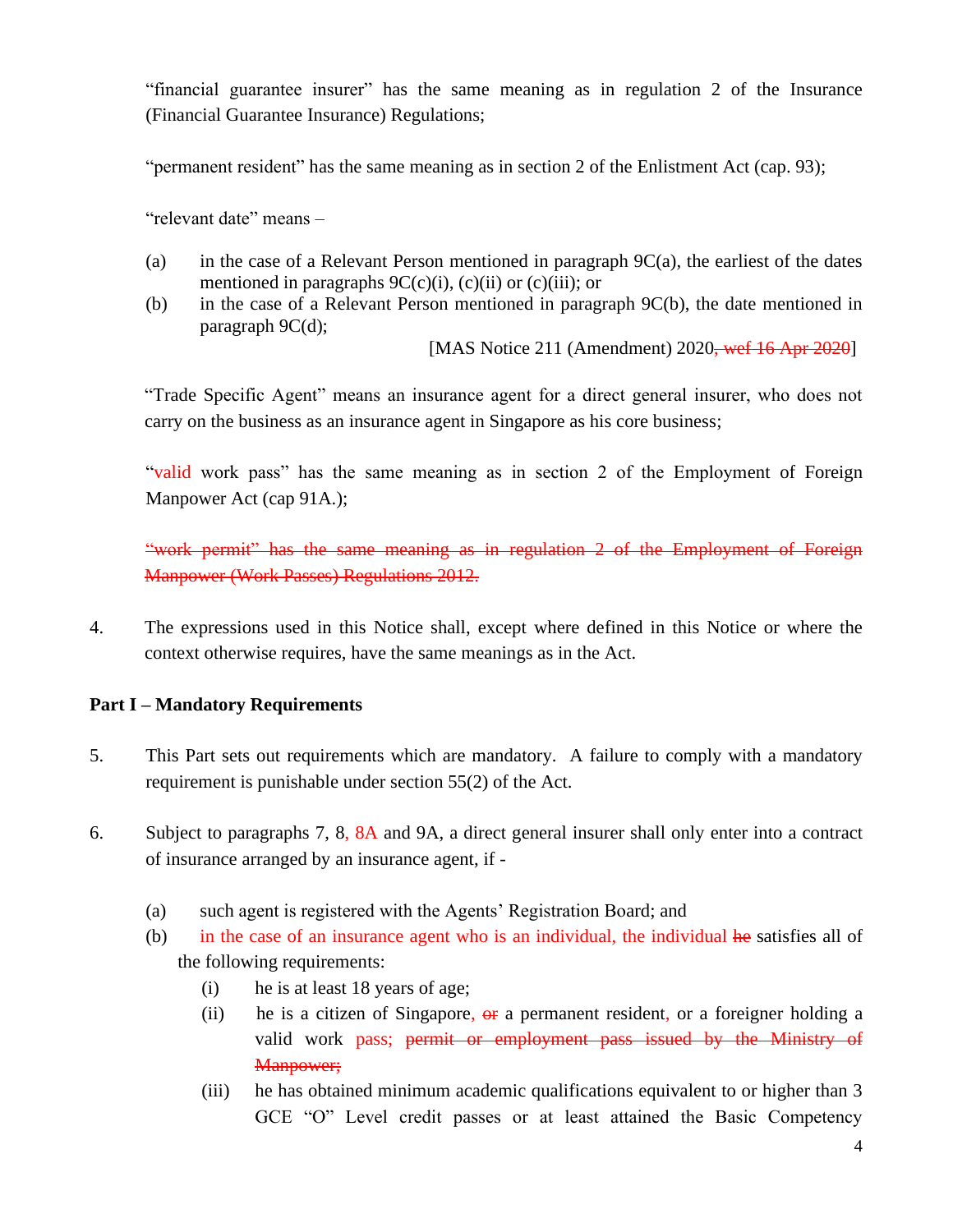"financial guarantee insurer" has the same meaning as in regulation 2 of the Insurance (Financial Guarantee Insurance) Regulations;

"permanent resident" has the same meaning as in section 2 of the Enlistment Act (cap. 93);

"relevant date" means –

(a) in the case of a Relevant Person mentioned in paragraph 9C(a), the earliest of the dates mentioned in paragraphs 9C(c)(i), (c)(ii) or (c)(iii); or

(b) in the case of a Relevant Person mentioned in paragraph 9C(b), the date mentioned in paragraph 9C(d);

[MAS Notice 211 (Amendment) 2020~~, wef 16 Apr 2020~~]

"Trade Specific Agent" means an insurance agent for a direct general insurer, who does not carry on the business as an insurance agent in Singapore as his core business;

"valid work pass" has the same meaning as in section 2 of the Employment of Foreign Manpower Act (cap 91A.);

~~"work permit" has the same meaning as in regulation 2 of the Employment of Foreign Manpower (Work Passes) Regulations 2012.~~

4. The expressions used in this Notice shall, except where defined in this Notice or where the context otherwise requires, have the same meanings as in the Act.

## Part I – Mandatory Requirements

5. This Part sets out requirements which are mandatory. A failure to comply with a mandatory requirement is punishable under section 55(2) of the Act.

6. Subject to paragraphs 7, 8, 8A and 9A, a direct general insurer shall only enter into a contract of insurance arranged by an insurance agent, if -

   (a) such agent is registered with the Agents' Registration Board; and

   (b) in the case of an insurance agent who is an individual, the individual ~~he~~ satisfies all of the following requirements:

      (i) he is at least 18 years of age;

      (ii) he is a citizen of Singapore, ~~or~~ a permanent resident, or a foreigner holding a valid work pass; ~~permit or employment pass issued by the Ministry of Manpower;~~

      (iii) he has obtained minimum academic qualifications equivalent to or higher than 3 GCE "O" Level credit passes or at least attained the Basic Competency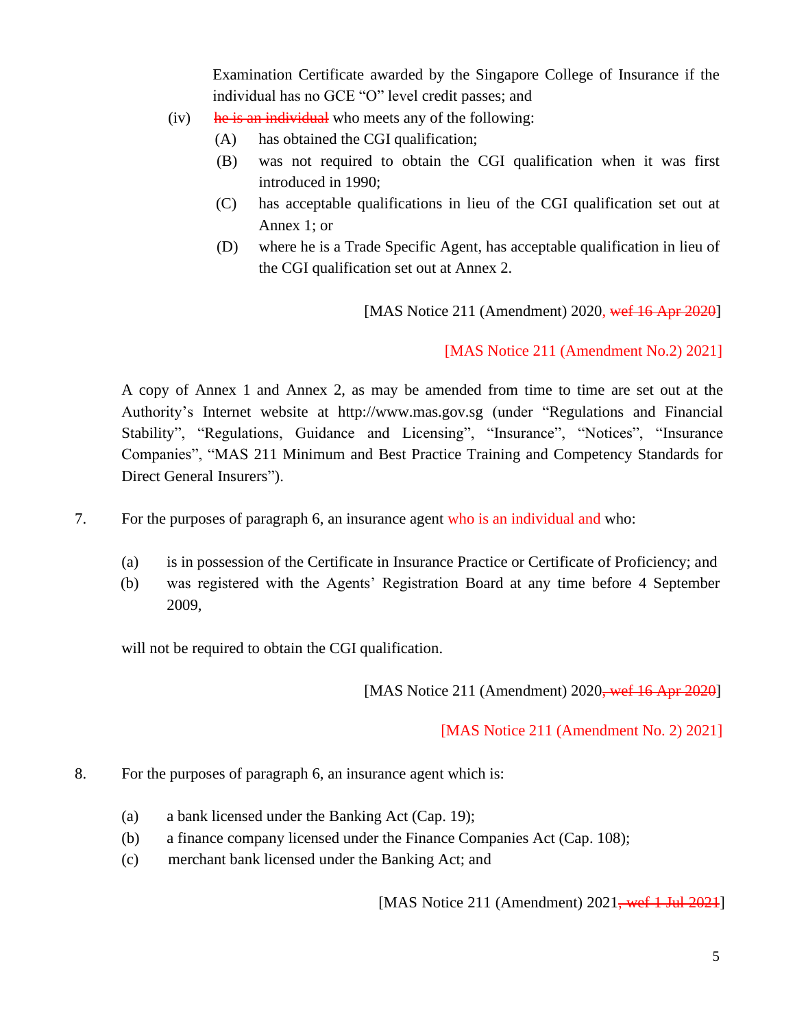Examination Certificate awarded by the Singapore College of Insurance if the individual has no GCE "O" level credit passes; and

(iv) ~~he is an individual~~ who meets any of the following:

(A) has obtained the CGI qualification;

(B) was not required to obtain the CGI qualification when it was first introduced in 1990;

(C) has acceptable qualifications in lieu of the CGI qualification set out at Annex 1; or

(D) where he is a Trade Specific Agent, has acceptable qualification in lieu of the CGI qualification set out at Annex 2.

[MAS Notice 211 (Amendment) 2020~~, wef 16 Apr 2020~~]

[MAS Notice 211 (Amendment No.2) 2021]

A copy of Annex 1 and Annex 2, as may be amended from time to time are set out at the Authority's Internet website at http://www.mas.gov.sg (under "Regulations and Financial Stability", "Regulations, Guidance and Licensing", "Insurance", "Notices", "Insurance Companies", "MAS 211 Minimum and Best Practice Training and Competency Standards for Direct General Insurers").

7. For the purposes of paragraph 6, an insurance agent who is an individual and who:

(a) is in possession of the Certificate in Insurance Practice or Certificate of Proficiency; and

(b) was registered with the Agents' Registration Board at any time before 4 September 2009,

will not be required to obtain the CGI qualification.

[MAS Notice 211 (Amendment) 2020~~, wef 16 Apr 2020~~]

[MAS Notice 211 (Amendment No. 2) 2021]

8. For the purposes of paragraph 6, an insurance agent which is:

(a) a bank licensed under the Banking Act (Cap. 19);

(b) a finance company licensed under the Finance Companies Act (Cap. 108);

(c) merchant bank licensed under the Banking Act; and

[MAS Notice 211 (Amendment) 2021~~, wef 1 Jul 2021~~]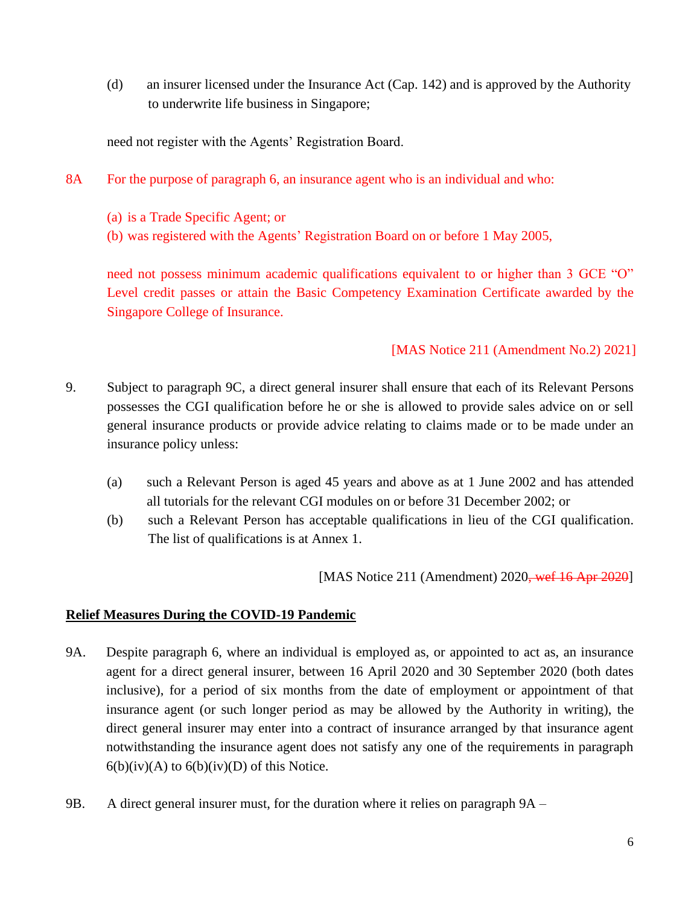(d) an insurer licensed under the Insurance Act (Cap. 142) and is approved by the Authority to underwrite life business in Singapore;

need not register with the Agents' Registration Board.

8A For the purpose of paragraph 6, an insurance agent who is an individual and who:

(a) is a Trade Specific Agent; or
(b) was registered with the Agents' Registration Board on or before 1 May 2005,

need not possess minimum academic qualifications equivalent to or higher than 3 GCE "O" Level credit passes or attain the Basic Competency Examination Certificate awarded by the Singapore College of Insurance.

[MAS Notice 211 (Amendment No.2) 2021]

9. Subject to paragraph 9C, a direct general insurer shall ensure that each of its Relevant Persons possesses the CGI qualification before he or she is allowed to provide sales advice on or sell general insurance products or provide advice relating to claims made or to be made under an insurance policy unless:

(a) such a Relevant Person is aged 45 years and above as at 1 June 2002 and has attended all tutorials for the relevant CGI modules on or before 31 December 2002; or
(b) such a Relevant Person has acceptable qualifications in lieu of the CGI qualification. The list of qualifications is at Annex 1.

[MAS Notice 211 (Amendment) 2020~~, wef 16 Apr 2020~~]

**Relief Measures During the COVID-19 Pandemic**

9A. Despite paragraph 6, where an individual is employed as, or appointed to act as, an insurance agent for a direct general insurer, between 16 April 2020 and 30 September 2020 (both dates inclusive), for a period of six months from the date of employment or appointment of that insurance agent (or such longer period as may be allowed by the Authority in writing), the direct general insurer may enter into a contract of insurance arranged by that insurance agent notwithstanding the insurance agent does not satisfy any one of the requirements in paragraph 6(b)(iv)(A) to 6(b)(iv)(D) of this Notice.

9B. A direct general insurer must, for the duration where it relies on paragraph 9A –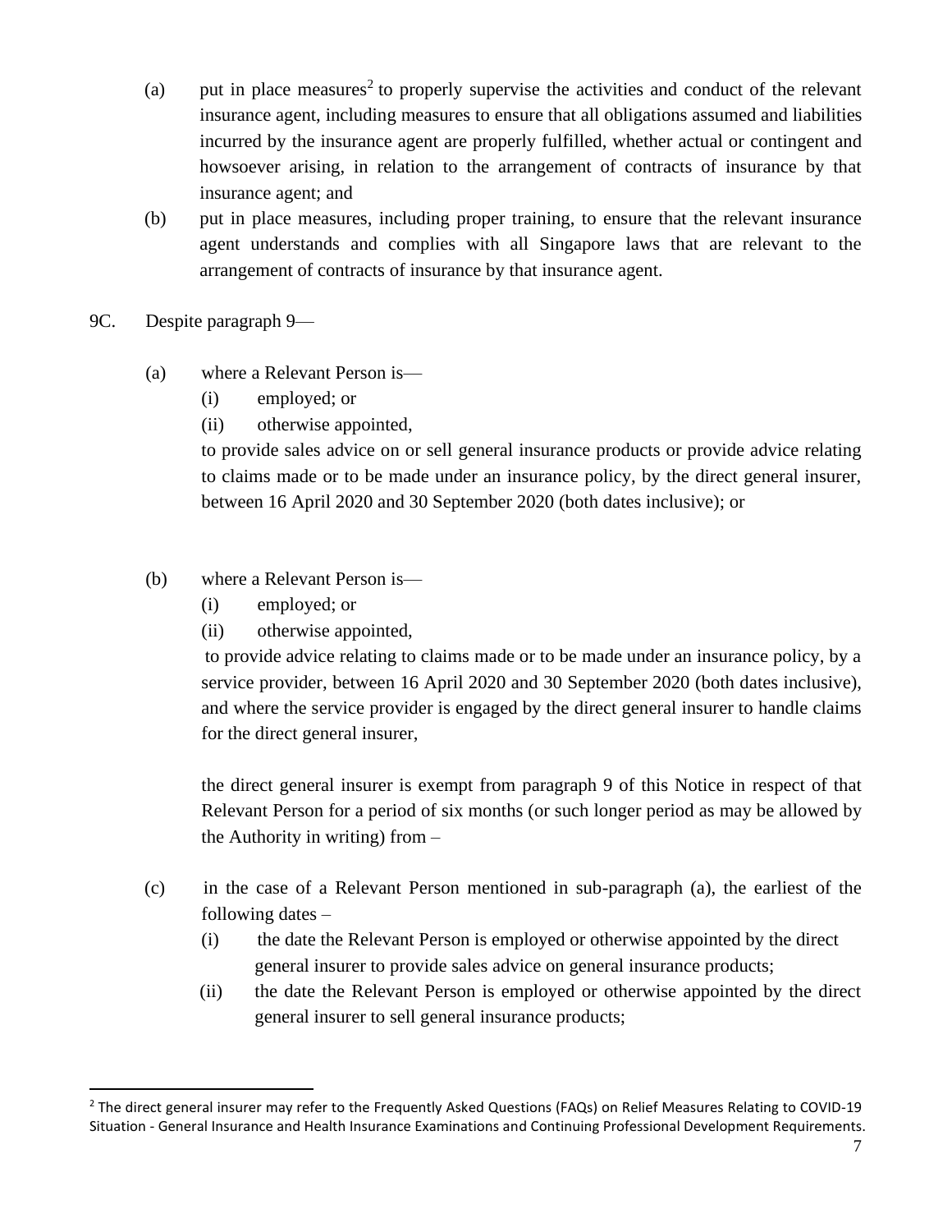(a) put in place measures[2] to properly supervise the activities and conduct of the relevant insurance agent, including measures to ensure that all obligations assumed and liabilities incurred by the insurance agent are properly fulfilled, whether actual or contingent and howsoever arising, in relation to the arrangement of contracts of insurance by that insurance agent; and

(b) put in place measures, including proper training, to ensure that the relevant insurance agent understands and complies with all Singapore laws that are relevant to the arrangement of contracts of insurance by that insurance agent.

9C. Despite paragraph 9—

(a) where a Relevant Person is—
  (i) employed; or
  (ii) otherwise appointed,

  to provide sales advice on or sell general insurance products or provide advice relating to claims made or to be made under an insurance policy, by the direct general insurer, between 16 April 2020 and 30 September 2020 (both dates inclusive); or

(b) where a Relevant Person is—
  (i) employed; or
  (ii) otherwise appointed,

  to provide advice relating to claims made or to be made under an insurance policy, by a service provider, between 16 April 2020 and 30 September 2020 (both dates inclusive), and where the service provider is engaged by the direct general insurer to handle claims for the direct general insurer,

  the direct general insurer is exempt from paragraph 9 of this Notice in respect of that Relevant Person for a period of six months (or such longer period as may be allowed by the Authority in writing) from –

(c) in the case of a Relevant Person mentioned in sub-paragraph (a), the earliest of the following dates –
  (i) the date the Relevant Person is employed or otherwise appointed by the direct general insurer to provide sales advice on general insurance products;
  (ii) the date the Relevant Person is employed or otherwise appointed by the direct general insurer to sell general insurance products;

---

[2] The direct general insurer may refer to the Frequently Asked Questions (FAQs) on Relief Measures Relating to COVID-19 Situation - General Insurance and Health Insurance Examinations and Continuing Professional Development Requirements.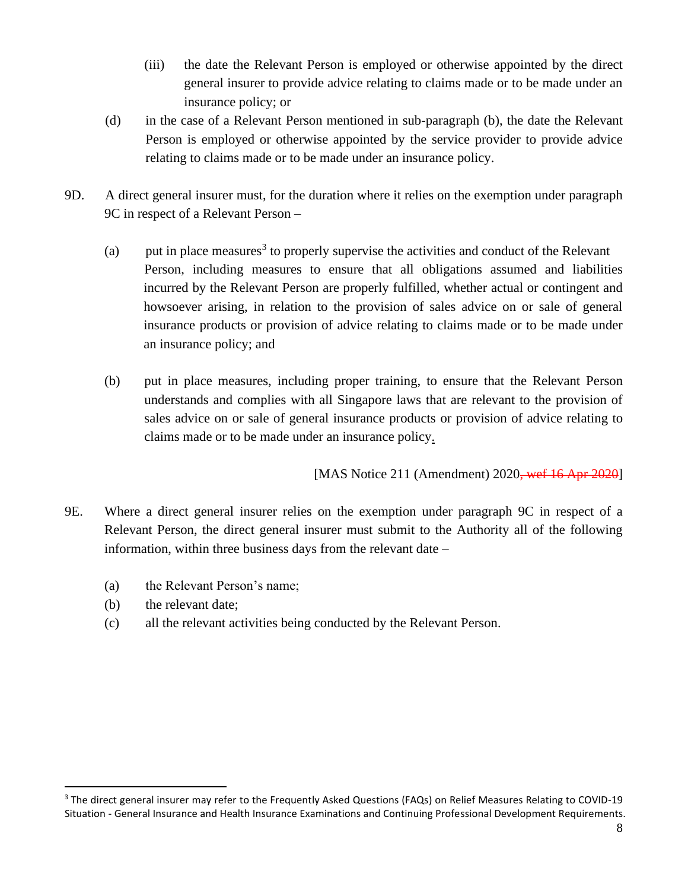(iii) the date the Relevant Person is employed or otherwise appointed by the direct general insurer to provide advice relating to claims made or to be made under an insurance policy; or

(d) in the case of a Relevant Person mentioned in sub-paragraph (b), the date the Relevant Person is employed or otherwise appointed by the service provider to provide advice relating to claims made or to be made under an insurance policy.

9D. A direct general insurer must, for the duration where it relies on the exemption under paragraph 9C in respect of a Relevant Person –

(a) put in place measures[3] to properly supervise the activities and conduct of the Relevant Person, including measures to ensure that all obligations assumed and liabilities incurred by the Relevant Person are properly fulfilled, whether actual or contingent and howsoever arising, in relation to the provision of sales advice on or sale of general insurance products or provision of advice relating to claims made or to be made under an insurance policy; and

(b) put in place measures, including proper training, to ensure that the Relevant Person understands and complies with all Singapore laws that are relevant to the provision of sales advice on or sale of general insurance products or provision of advice relating to claims made or to be made under an insurance policy.

[MAS Notice 211 (Amendment) 2020~~, wef 16 Apr 2020~~]

9E. Where a direct general insurer relies on the exemption under paragraph 9C in respect of a Relevant Person, the direct general insurer must submit to the Authority all of the following information, within three business days from the relevant date –

(a) the Relevant Person's name;
(b) the relevant date;
(c) all the relevant activities being conducted by the Relevant Person.

[3] The direct general insurer may refer to the Frequently Asked Questions (FAQs) on Relief Measures Relating to COVID-19 Situation - General Insurance and Health Insurance Examinations and Continuing Professional Development Requirements.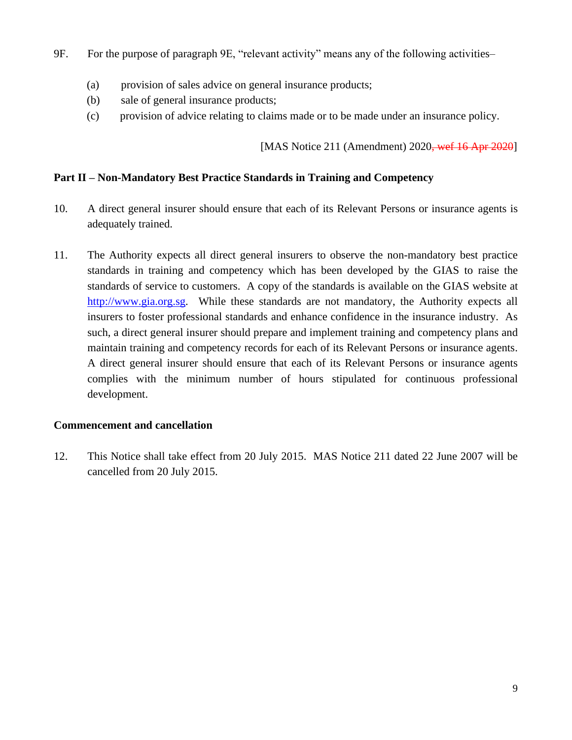9F. For the purpose of paragraph 9E, "relevant activity" means any of the following activities–

(a) provision of sales advice on general insurance products;
(b) sale of general insurance products;
(c) provision of advice relating to claims made or to be made under an insurance policy.

[MAS Notice 211 (Amendment) 2020~~, wef 16 Apr 2020~~]

**Part II – Non-Mandatory Best Practice Standards in Training and Competency**

10. A direct general insurer should ensure that each of its Relevant Persons or insurance agents is adequately trained.

11. The Authority expects all direct general insurers to observe the non-mandatory best practice standards in training and competency which has been developed by the GIAS to raise the standards of service to customers. A copy of the standards is available on the GIAS website at http://www.gia.org.sg. While these standards are not mandatory, the Authority expects all insurers to foster professional standards and enhance confidence in the insurance industry. As such, a direct general insurer should prepare and implement training and competency plans and maintain training and competency records for each of its Relevant Persons or insurance agents. A direct general insurer should ensure that each of its Relevant Persons or insurance agents complies with the minimum number of hours stipulated for continuous professional development.

**Commencement and cancellation**

12. This Notice shall take effect from 20 July 2015. MAS Notice 211 dated 22 June 2007 will be cancelled from 20 July 2015.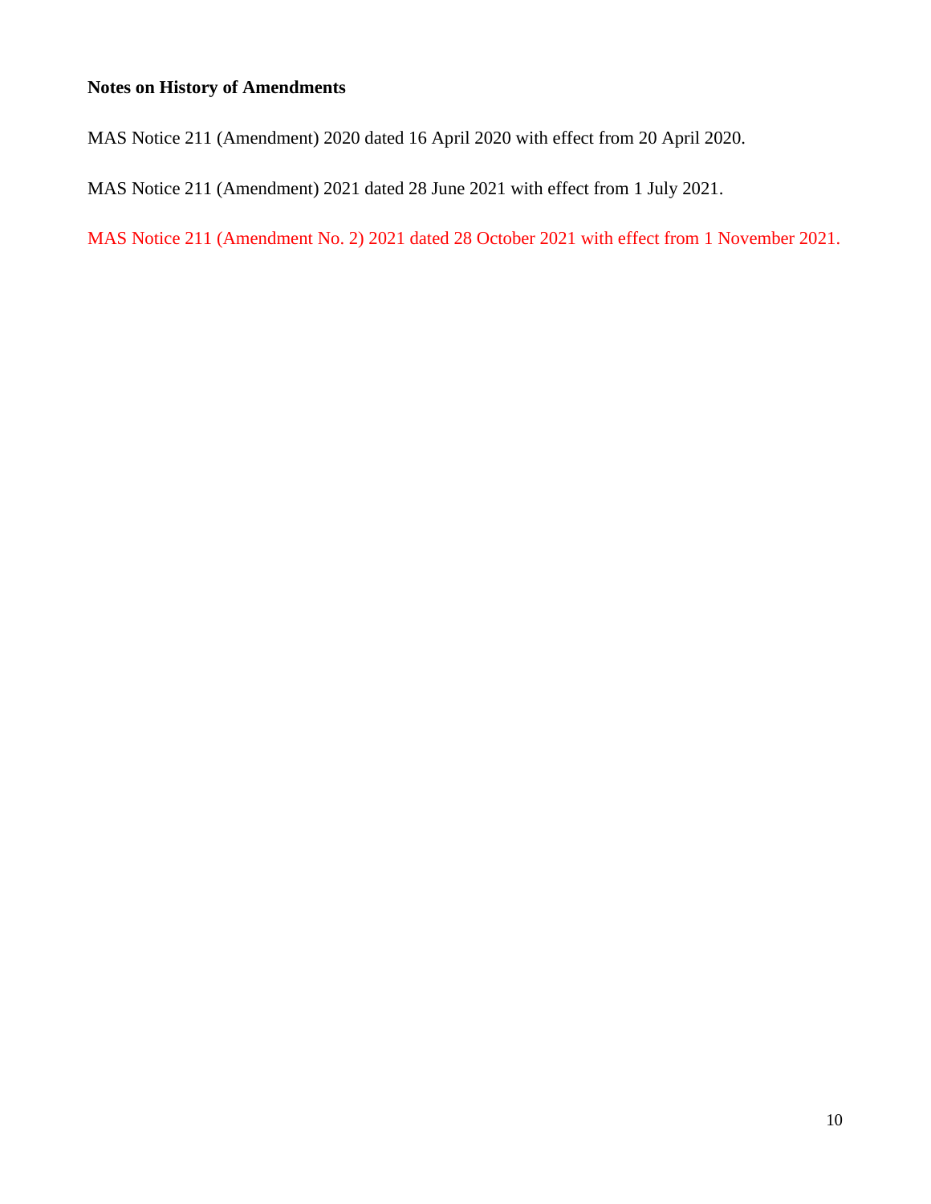**Notes on History of Amendments**

MAS Notice 211 (Amendment) 2020 dated 16 April 2020 with effect from 20 April 2020.

MAS Notice 211 (Amendment) 2021 dated 28 June 2021 with effect from 1 July 2021.

MAS Notice 211 (Amendment No. 2) 2021 dated 28 October 2021 with effect from 1 November 2021.